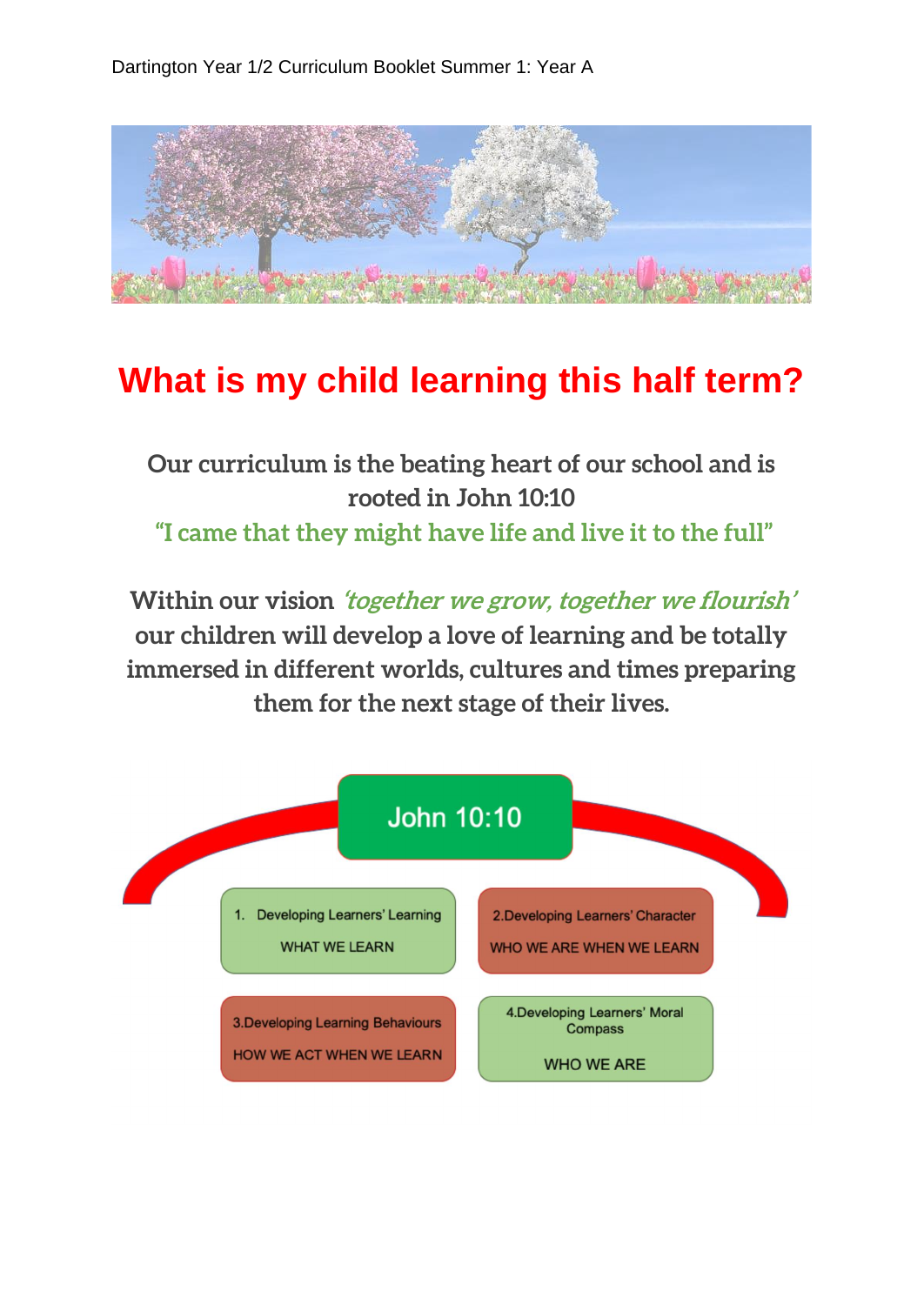Dartington Year 1/2 Curriculum Booklet Summer 1: Year A

# What is my child learning this half term?

**Our curriculum is the beating heart of our school and is rooted in John 10:10**

**"I came that they might have life and live it to the full"**

**Within our vision *'together we grow, together we flourish'* our children will develop a love of learning and be totally immersed in different worlds, cultures and times preparing them for the next stage of their lives.**

John 10:10

1. Developing Learners' Learning
   WHAT WE LEARN

2. Developing Learners' Character
   WHO WE ARE WHEN WE LEARN

3. Developing Learning Behaviours
   HOW WE ACT WHEN WE LEARN

4. Developing Learners' Moral Compass
   WHO WE ARE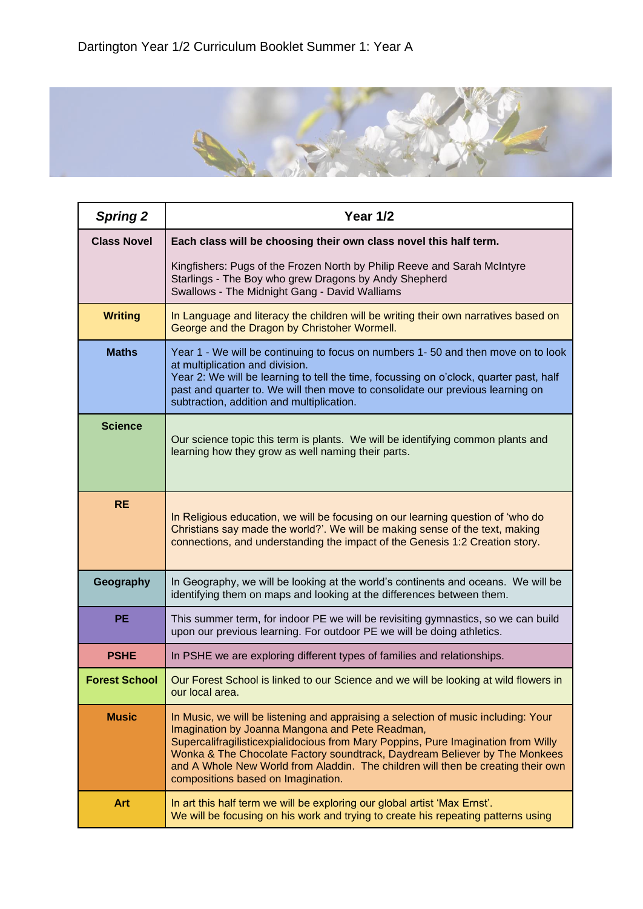Dartington Year 1/2 Curriculum Booklet Summer 1: Year A

| *Spring 2* | Year 1/2 |
|---|---|
| **Class Novel** | **Each class will be choosing their own class novel this half term.**<br><br>Kingfishers: Pugs of the Frozen North by Philip Reeve and Sarah McIntyre<br>Starlings - The Boy who grew Dragons by Andy Shepherd<br>Swallows - The Midnight Gang - David Walliams |
| **Writing** | In Language and literacy the children will be writing their own narratives based on George and the Dragon by Christoher Wormell. |
| **Maths** | Year 1 - We will be continuing to focus on numbers 1- 50 and then move on to look at multiplication and division.<br>Year 2: We will be learning to tell the time, focussing on o'clock, quarter past, half past and quarter to. We will then move to consolidate our previous learning on subtraction, addition and multiplication. |
| **Science** | Our science topic this term is plants. We will be identifying common plants and learning how they grow as well naming their parts. |
| **RE** | In Religious education, we will be focusing on our learning question of 'who do Christians say made the world?'. We will be making sense of the text, making connections, and understanding the impact of the Genesis 1:2 Creation story. |
| **Geography** | In Geography, we will be looking at the world's continents and oceans. We will be identifying them on maps and looking at the differences between them. |
| **PE** | This summer term, for indoor PE we will be revisiting gymnastics, so we can build upon our previous learning. For outdoor PE we will be doing athletics. |
| **PSHE** | In PSHE we are exploring different types of families and relationships. |
| **Forest School** | Our Forest School is linked to our Science and we will be looking at wild flowers in our local area. |
| **Music** | In Music, we will be listening and appraising a selection of music including: Your Imagination by Joanna Mangona and Pete Readman, Supercalifragilisticexpialidocious from Mary Poppins, Pure Imagination from Willy Wonka & The Chocolate Factory soundtrack, Daydream Believer by The Monkees and A Whole New World from Aladdin. The children will then be creating their own compositions based on Imagination. |
| **Art** | In art this half term we will be exploring our global artist 'Max Ernst'.<br>We will be focusing on his work and trying to create his repeating patterns using |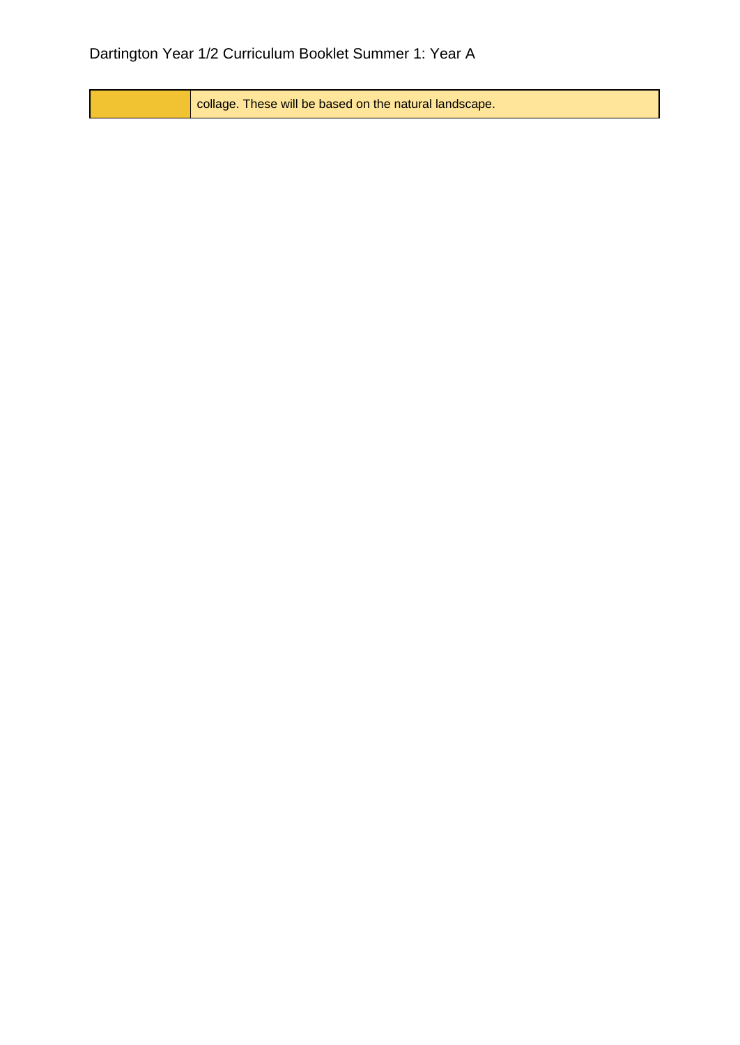| | |
|---|---|
| | collage. These will be based on the natural landscape. |